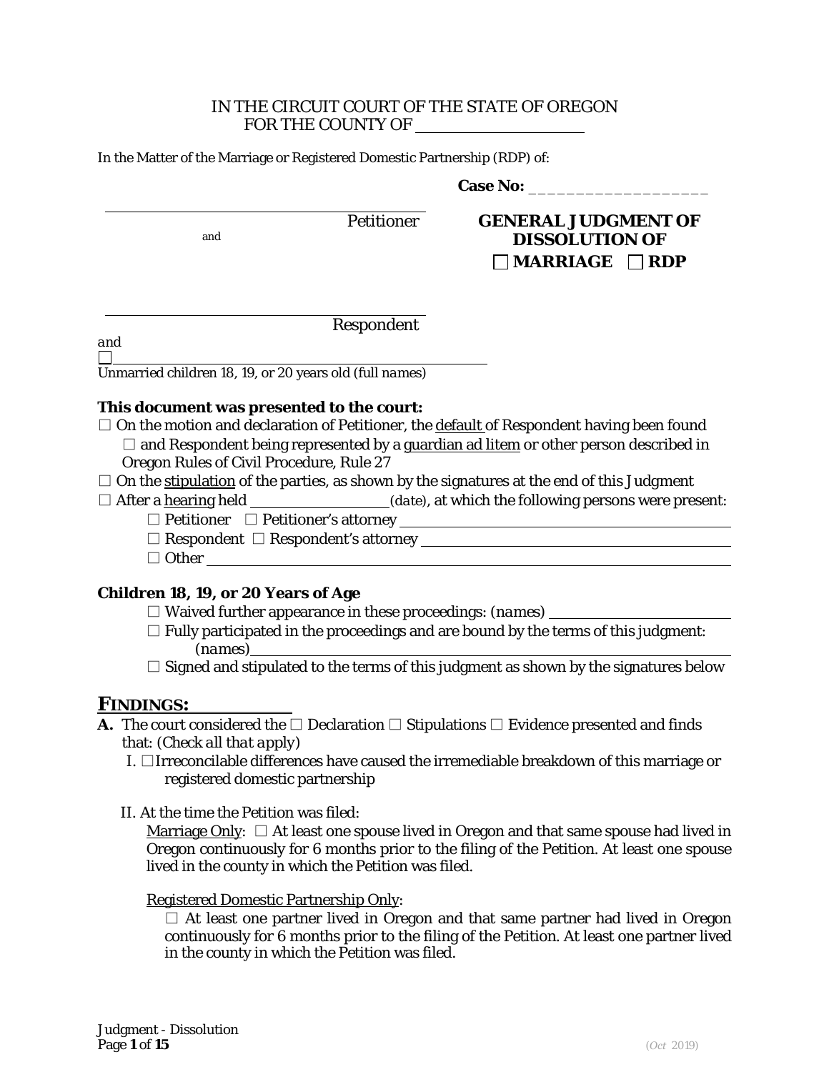IN THE CIRCUIT COURT OF THE STATE OF OREGON
FOR THE COUNTY OF ____________________

In the Matter of the Marriage or Registered Domestic Partnership (RDP) of:

**Case No:** ___________________

______________________________ Petitioner

and

______________________________ Respondent

*and*

☐ ______________________________
Unmarried children 18, 19, or 20 years old (*full names*)

## GENERAL JUDGMENT OF DISSOLUTION OF ☐ MARRIAGE ☐ RDP

**This document was presented to the court:**

☐ On the motion and declaration of Petitioner, the default of Respondent having been found
  ☐ and Respondent being represented by a guardian ad litem or other person described in Oregon Rules of Civil Procedure, Rule 27

☐ On the stipulation of the parties, as shown by the signatures at the end of this Judgment

☐ After a hearing held ____________ (*date*), at which the following persons were present:
  ☐ Petitioner ☐ Petitioner's attorney ______________________
  ☐ Respondent ☐ Respondent's attorney ______________________
  ☐ Other ______________________

**Children 18, 19, or 20 Years of Age**

☐ Waived further appearance in these proceedings: (*names*) ______________

☐ Fully participated in the proceedings and are bound by the terms of this judgment: (*names*) ______________

☐ Signed and stipulated to the terms of this judgment as shown by the signatures below

## FINDINGS:

**A.** The court considered the ☐ Declaration ☐ Stipulations ☐ Evidence presented and finds that: (*Check all that apply*)

I. ☐ Irreconcilable differences have caused the irremediable breakdown of this marriage or registered domestic partnership

II. At the time the Petition was filed:

Marriage Only: ☐ At least one spouse lived in Oregon and that same spouse had lived in Oregon continuously for 6 months prior to the filing of the Petition. At least one spouse lived in the county in which the Petition was filed.

Registered Domestic Partnership Only:

☐ At least one partner lived in Oregon and that same partner had lived in Oregon continuously for 6 months prior to the filing of the Petition. At least one partner lived in the county in which the Petition was filed.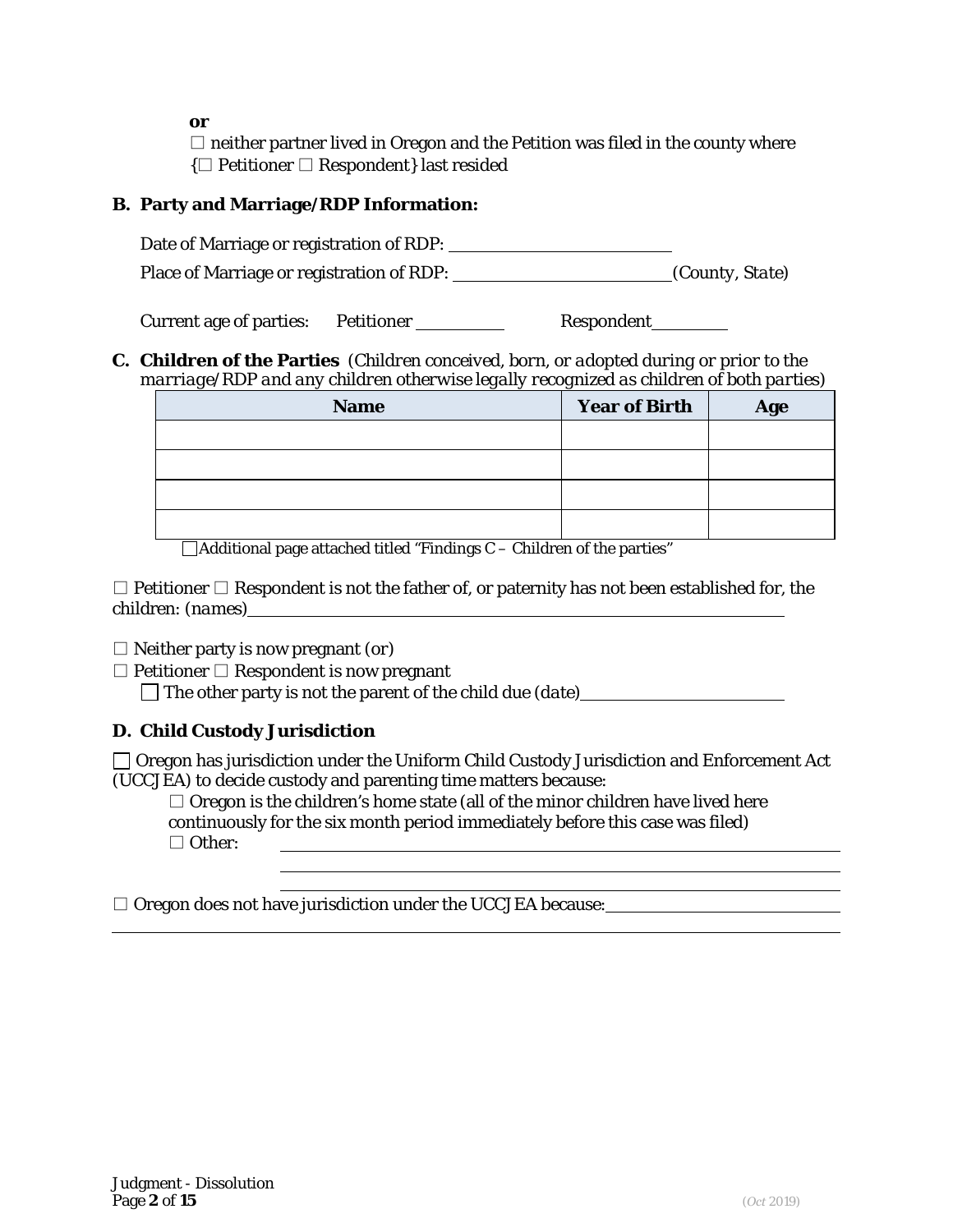**or**

☐ neither partner lived in Oregon and the Petition was filed in the county where {☐ Petitioner ☐ Respondent} last resided

**B. Party and Marriage/RDP Information:**

Date of Marriage or registration of RDP: \_\_\_\_\_\_\_\_\_\_\_\_\_\_\_\_\_\_\_\_\_\_\_\_

Place of Marriage or registration of RDP: \_\_\_\_\_\_\_\_\_\_\_\_\_\_\_\_\_\_\_\_\_\_\_\_ *(County, State)*

Current age of parties: Petitioner \_\_\_\_\_\_\_\_\_\_ Respondent \_\_\_\_\_\_\_\_\_\_

**C. Children of the Parties** *(Children conceived, born, or adopted during or prior to the marriage/RDP and any children otherwise legally recognized as children of both parties)*

| Name | Year of Birth | Age |
|---|---|---|
| | | |
| | | |
| | | |
| | | |

☐ Additional page attached titled "Findings C – Children of the parties"

☐ Petitioner ☐ Respondent is not the father of, or paternity has not been established for, the children: *(names)* \_\_\_\_\_\_\_\_\_\_\_\_\_\_\_\_\_\_\_\_\_\_\_\_\_\_\_\_\_\_\_\_\_\_\_\_\_\_\_\_

☐ Neither party is now pregnant *(or)*

☐ Petitioner ☐ Respondent is now pregnant

☐ The other party is not the parent of the child due *(date)* \_\_\_\_\_\_\_\_\_\_\_\_\_\_\_\_\_\_\_\_\_\_

**D. Child Custody Jurisdiction**

☐ Oregon has jurisdiction under the Uniform Child Custody Jurisdiction and Enforcement Act (UCCJEA) to decide custody and parenting time matters because:

☐ Oregon is the children's home state (all of the minor children have lived here continuously for the six month period immediately before this case was filed)

☐ Other: \_\_\_\_\_\_\_\_\_\_\_\_\_\_\_\_\_\_\_\_\_\_\_\_\_\_\_\_\_\_\_\_\_\_\_\_\_\_\_\_

☐ Oregon does not have jurisdiction under the UCCJEA because: \_\_\_\_\_\_\_\_\_\_\_\_\_\_\_\_\_\_\_\_\_\_\_\_\_\_\_\_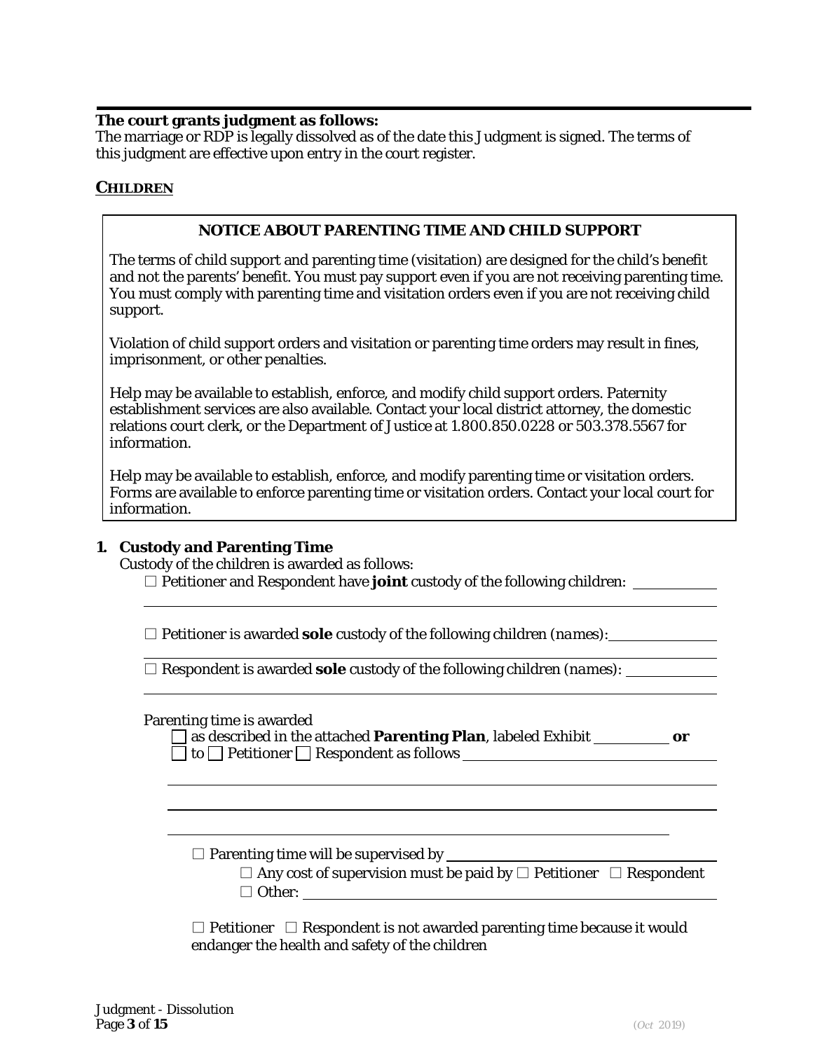**The court grants judgment as follows:**
The marriage or RDP is legally dissolved as of the date this Judgment is signed. The terms of this judgment are effective upon entry in the court register.

## CHILDREN

> **NOTICE ABOUT PARENTING TIME AND CHILD SUPPORT**
>
> The terms of child support and parenting time (visitation) are designed for the child's benefit and not the parents' benefit. You must pay support even if you are not receiving parenting time. You must comply with parenting time and visitation orders even if you are not receiving child support.
>
> Violation of child support orders and visitation or parenting time orders may result in fines, imprisonment, or other penalties.
>
> Help may be available to establish, enforce, and modify child support orders. Paternity establishment services are also available. Contact your local district attorney, the domestic relations court clerk, or the Department of Justice at 1.800.850.0228 or 503.378.5567 for information.
>
> Help may be available to establish, enforce, and modify parenting time or visitation orders. Forms are available to enforce parenting time or visitation orders. Contact your local court for information.

**1. Custody and Parenting Time**

Custody of the children is awarded as follows:

☐ Petitioner and Respondent have **joint** custody of the following children: ____________
______________________________________________________________________

☐ Petitioner is awarded **sole** custody of the following children (*names*): ____________
______________________________________________________________________

☐ Respondent is awarded **sole** custody of the following children (*names*): ____________
______________________________________________________________________

Parenting time is awarded

☐ as described in the attached **Parenting Plan**, labeled Exhibit __________ **or**

☐ to ☐ Petitioner ☐ Respondent as follows ______________________________
______________________________________________________________________
______________________________________________________________________
______________________________________________________________________

☐ Parenting time will be supervised by ______________________________

☐ Any cost of supervision must be paid by ☐ Petitioner ☐ Respondent

☐ Other: ______________________________________________

☐ Petitioner ☐ Respondent is not awarded parenting time because it would endanger the health and safety of the children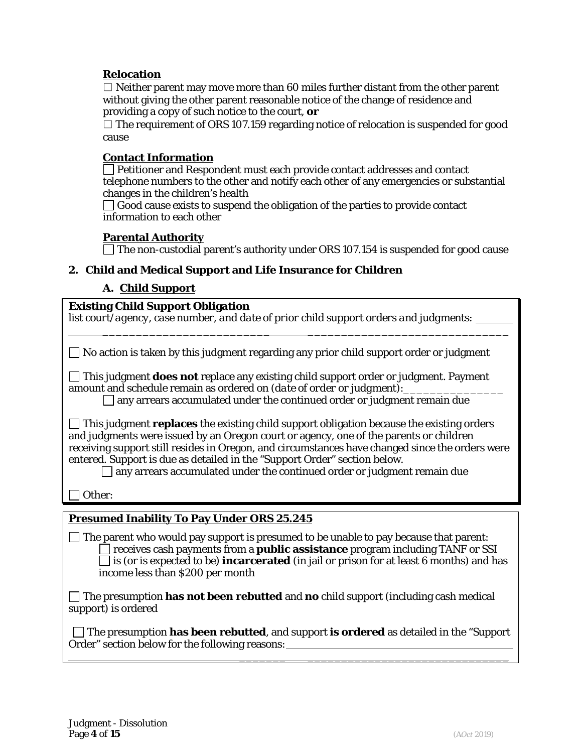**Relocation**

☐ Neither parent may move more than 60 miles further distant from the other parent without giving the other parent reasonable notice of the change of residence and providing a copy of such notice to the court, **or**

☐ The requirement of ORS 107.159 regarding notice of relocation is suspended for good cause

**Contact Information**

☐ Petitioner and Respondent must each provide contact addresses and contact telephone numbers to the other and notify each other of any emergencies or substantial changes in the children's health

☐ Good cause exists to suspend the obligation of the parties to provide contact information to each other

**Parental Authority**

☐ The non-custodial parent's authority under ORS 107.154 is suspended for good cause

## 2. Child and Medical Support and Life Insurance for Children

### A. Child Support

**Existing Child Support Obligation**

*list court/agency, case number, and date of prior child support orders and judgments:* ________________________________________________

☐ No action is taken by this judgment regarding any prior child support order or judgment

☐ This judgment **does not** replace any existing child support order or judgment. Payment amount and schedule remain as ordered on (*date of order or judgment*):_______________

☐ any arrears accumulated under the continued order or judgment remain due

☐ This judgment **replaces** the existing child support obligation because the existing orders and judgments were issued by an Oregon court or agency, one of the parents or children receiving support still resides in Oregon, and circumstances have changed since the orders were entered. Support is due as detailed in the "Support Order" section below.

☐ any arrears accumulated under the continued order or judgment remain due

☐ Other:

**Presumed Inability To Pay Under ORS 25.245**

☐ The parent who would pay support is presumed to be unable to pay because that parent:

☐ receives cash payments from a **public assistance** program including TANF or SSI

☐ is (or is expected to be) **incarcerated** (in jail or prison for at least 6 months) and has income less than $200 per month

☐ The presumption **has not been rebutted** and **no** child support (including cash medical support) is ordered

☐ The presumption **has been rebutted**, and support **is ordered** as detailed in the "Support Order" section below for the following reasons: ________________________________________________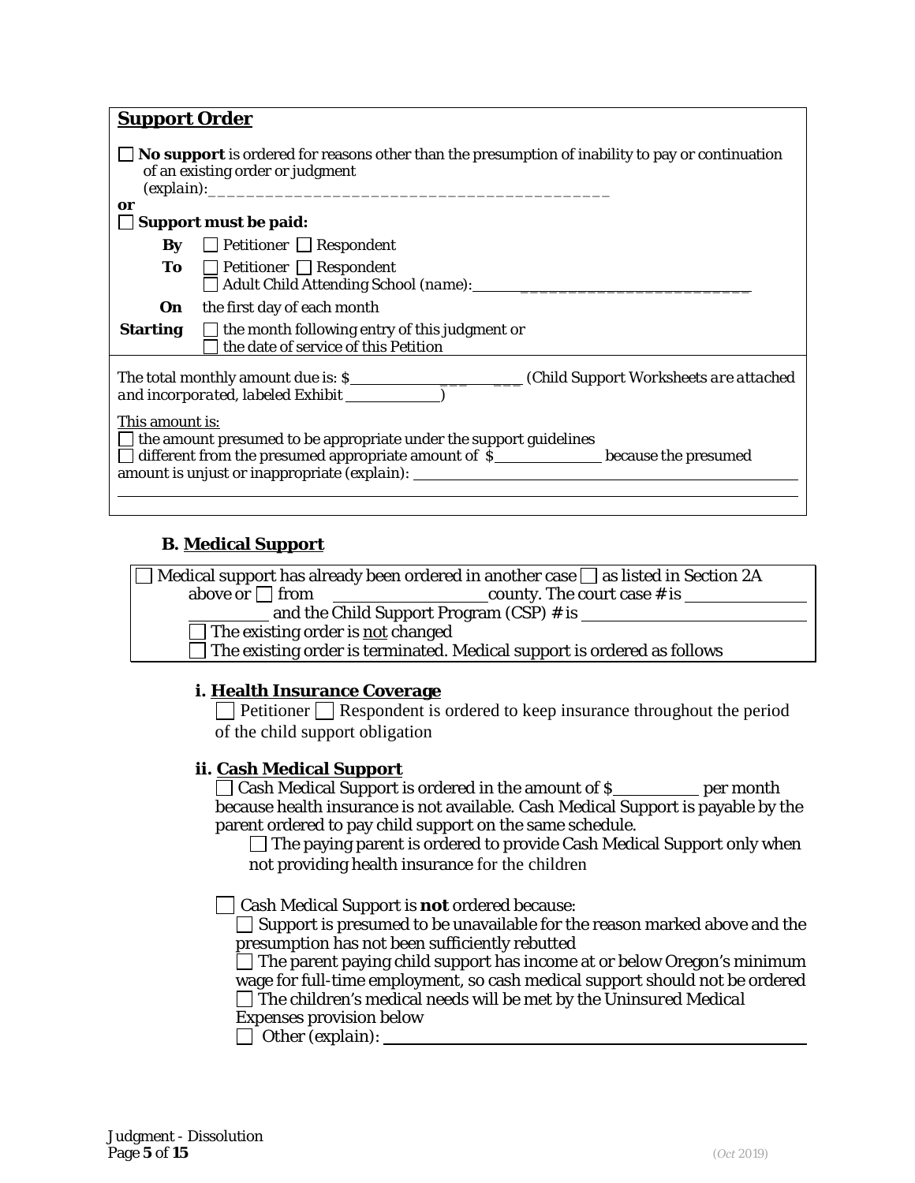## Support Order

☐ **No support** is ordered for reasons other than the presumption of inability to pay or continuation of an existing order or judgment (*explain*):___________________________________________

**or**

☐ **Support must be paid:**

| | |
|---|---|
| **By** | ☐ Petitioner ☐ Respondent |
| **To** | ☐ Petitioner ☐ Respondent<br>☐ Adult Child Attending School (*name*): ____________________________ |
| **On** | the first day of each month |
| **Starting** | ☐ the month following entry of this judgment or<br>☐ the date of service of this Petition |

The total monthly amount due is: $____________________ (*Child Support Worksheets are attached and incorporated, labeled Exhibit* ____________)

This amount is:

☐ the amount presumed to be appropriate under the support guidelines
☐ different from the presumed appropriate amount of $____________ because the presumed amount is unjust or inappropriate (explain): ____________________________________________

### B. Medical Support

☐ Medical support has already been ordered in another case ☐ as listed in Section 2A above or ☐ from ________________ county. The court case # is ______________ __________ and the Child Support Program (CSP) # is ________________________
☐ The existing order is not changed
☐ The existing order is terminated. Medical support is ordered as follows

#### i. Health Insurance Coverage

☐ Petitioner ☐ Respondent is ordered to keep insurance throughout the period of the child support obligation

#### ii. Cash Medical Support

☐ Cash Medical Support is ordered in the amount of $__________ per month because health insurance is not available. Cash Medical Support is payable by the parent ordered to pay child support on the same schedule.

☐ The paying parent is ordered to provide Cash Medical Support only when not providing health insurance for the children

☐ Cash Medical Support is **not** ordered because:

☐ Support is presumed to be unavailable for the reason marked above and the presumption has not been sufficiently rebutted
☐ The parent paying child support has income at or below Oregon's minimum wage for full-time employment, so cash medical support should not be ordered
☐ The children's medical needs will be met by the Uninsured Medical Expenses provision below
☐ Other (explain): ________________________________________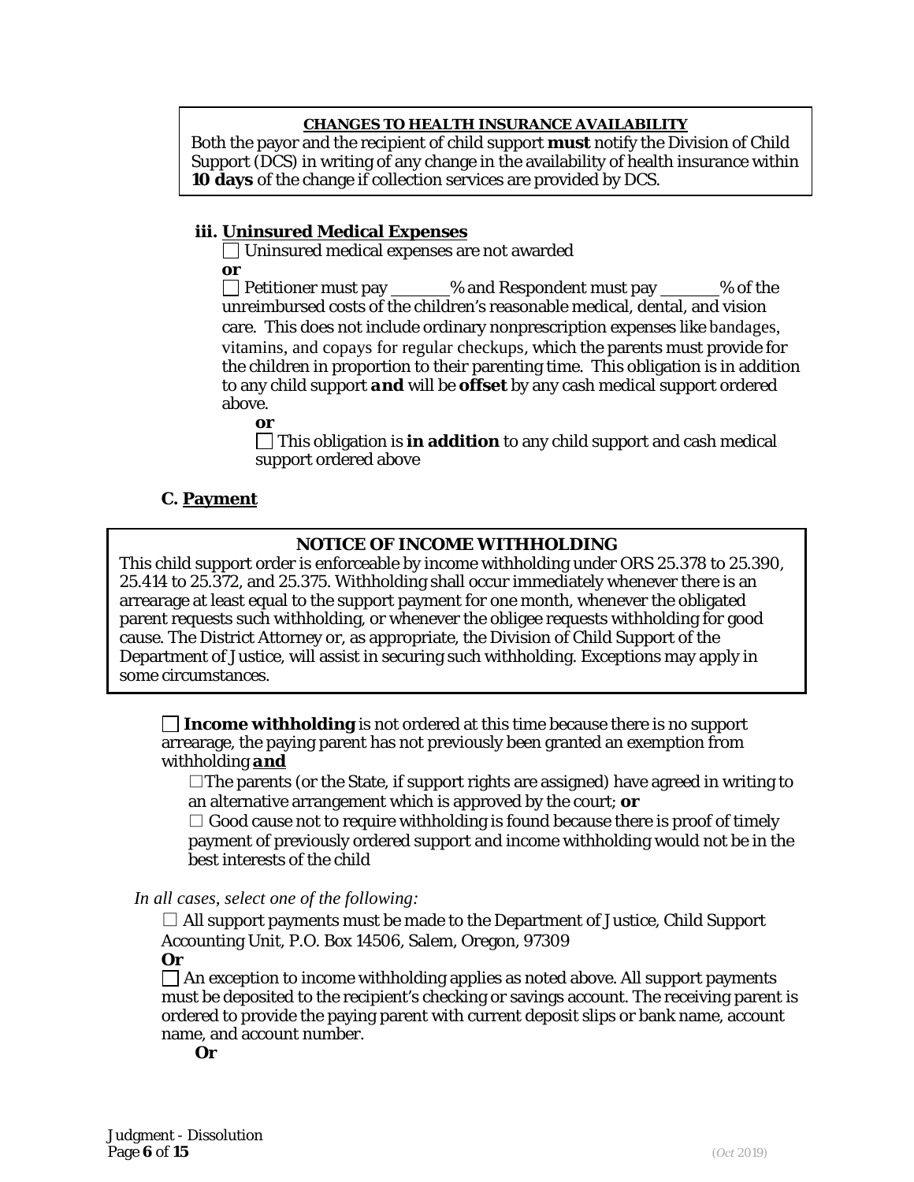**CHANGES TO HEALTH INSURANCE AVAILABILITY**

Both the payor and the recipient of child support **must** notify the Division of Child Support (DCS) in writing of any change in the availability of health insurance within **10 days** of the change if collection services are provided by DCS.

**iii. Uninsured Medical Expenses**

☐ Uninsured medical expenses are not awarded

**or**

☐ Petitioner must pay \_\_\_\_\_\_\_% and Respondent must pay \_\_\_\_\_\_\_% of the unreimbursed costs of the children's reasonable medical, dental, and vision care. This does not include ordinary nonprescription expenses like bandages, vitamins, and copays for regular checkups, which the parents must provide for the children in proportion to their parenting time. This obligation is in addition to any child support ***and*** will be **offset** by any cash medical support ordered above.

**or**

☐ This obligation is **in addition** to any child support and cash medical support ordered above

**C. Payment**

**NOTICE OF INCOME WITHHOLDING**

This child support order is enforceable by income withholding under ORS 25.378 to 25.390, 25.414 to 25.372, and 25.375. Withholding shall occur immediately whenever there is an arrearage at least equal to the support payment for one month, whenever the obligated parent requests such withholding, or whenever the obligee requests withholding for good cause. The District Attorney or, as appropriate, the Division of Child Support of the Department of Justice, will assist in securing such withholding. Exceptions may apply in some circumstances.

☐ **Income withholding** is not ordered at this time because there is no support arrearage, the paying parent has not previously been granted an exemption from withholding ***and***

☐ The parents (or the State, if support rights are assigned) have agreed in writing to an alternative arrangement which is approved by the court; **or**

☐ Good cause not to require withholding is found because there is proof of timely payment of previously ordered support and income withholding would not be in the best interests of the child

*In all cases, select one of the following:*

☐ All support payments must be made to the Department of Justice, Child Support Accounting Unit, P.O. Box 14506, Salem, Oregon, 97309

**Or**

☐ An exception to income withholding applies as noted above. All support payments must be deposited to the recipient's checking or savings account. The receiving parent is ordered to provide the paying parent with current deposit slips or bank name, account name, and account number.

**Or**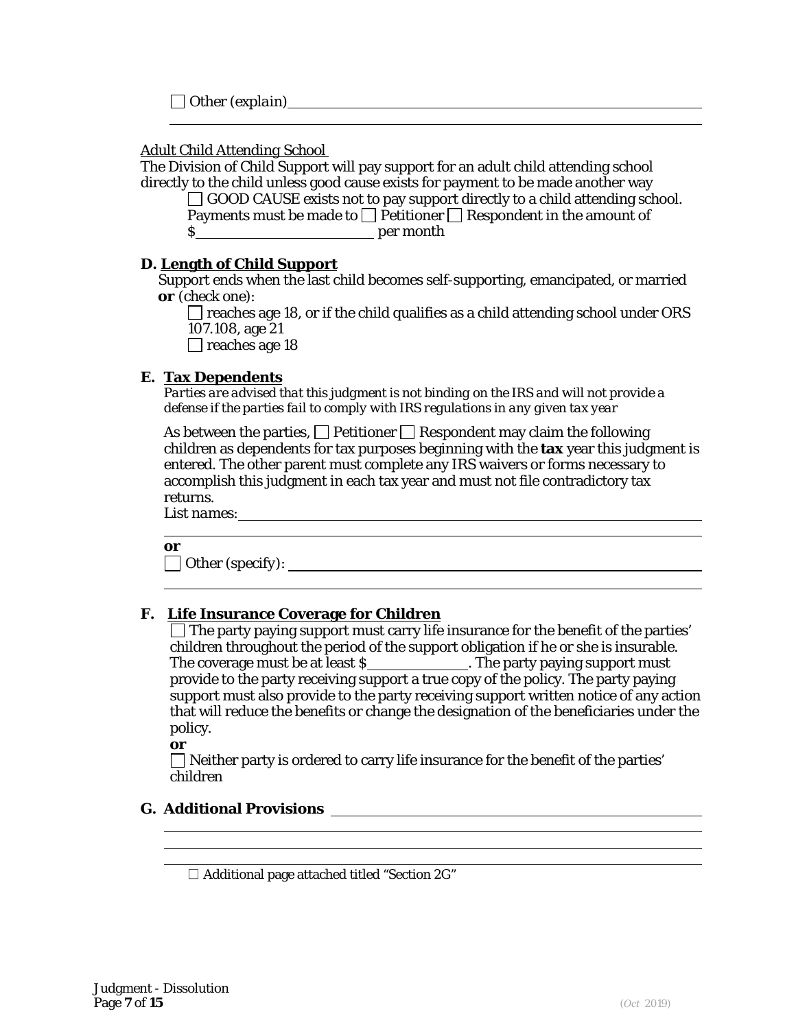☐ Other *(explain)*\_\_\_\_\_\_\_\_\_\_\_\_\_\_\_\_\_\_\_\_\_\_\_\_\_\_\_\_\_\_\_\_\_\_\_\_\_\_\_\_\_\_\_\_

\_\_\_\_\_\_\_\_\_\_\_\_\_\_\_\_\_\_\_\_\_\_\_\_\_\_\_\_\_\_\_\_\_\_\_\_\_\_\_\_\_\_\_\_\_\_\_\_\_\_\_\_\_\_\_\_

<u>Adult Child Attending School</u>

The Division of Child Support will pay support for an adult child attending school directly to the child unless good cause exists for payment to be made another way

☐ GOOD CAUSE exists not to pay support directly to a child attending school. Payments must be made to ☐ Petitioner ☐ Respondent in the amount of $\_\_\_\_\_\_\_\_\_\_\_\_\_\_\_\_\_\_\_\_ per month

**D. <u>Length of Child Support</u>**

Support ends when the last child becomes self-supporting, emancipated, or married **or** (check one):

☐ reaches age 18, or if the child qualifies as a child attending school under ORS 107.108, age 21

☐ reaches age 18

**E. <u>Tax Dependents</u>**

*Parties are advised that this judgment is not binding on the IRS and will not provide a defense if the parties fail to comply with IRS regulations in any given tax year*

As between the parties, ☐ Petitioner ☐ Respondent may claim the following children as dependents for tax purposes beginning with the **tax** year this judgment is entered. The other parent must complete any IRS waivers or forms necessary to accomplish this judgment in each tax year and must not file contradictory tax returns.

*List names:*\_\_\_\_\_\_\_\_\_\_\_\_\_\_\_\_\_\_\_\_\_\_\_\_\_\_\_\_\_\_\_\_\_\_\_\_\_\_\_\_\_\_\_\_\_\_\_\_

\_\_\_\_\_\_\_\_\_\_\_\_\_\_\_\_\_\_\_\_\_\_\_\_\_\_\_\_\_\_\_\_\_\_\_\_\_\_\_\_\_\_\_\_\_\_\_\_\_\_\_\_\_\_\_\_

**or**

☐ Other *(specify)*: \_\_\_\_\_\_\_\_\_\_\_\_\_\_\_\_\_\_\_\_\_\_\_\_\_\_\_\_\_\_\_\_\_\_\_\_\_\_\_\_\_\_\_\_

\_\_\_\_\_\_\_\_\_\_\_\_\_\_\_\_\_\_\_\_\_\_\_\_\_\_\_\_\_\_\_\_\_\_\_\_\_\_\_\_\_\_\_\_\_\_\_\_\_\_\_\_\_\_\_\_

**F. <u>Life Insurance Coverage for Children</u>**

☐ The party paying support must carry life insurance for the benefit of the parties' children throughout the period of the support obligation if he or she is insurable. The coverage must be at least $\_\_\_\_\_\_\_\_\_\_\_\_. The party paying support must provide to the party receiving support a true copy of the policy. The party paying support must also provide to the party receiving support written notice of any action that will reduce the benefits or change the designation of the beneficiaries under the policy.

**or**

☐ Neither party is ordered to carry life insurance for the benefit of the parties' children

**G. Additional Provisions** \_\_\_\_\_\_\_\_\_\_\_\_\_\_\_\_\_\_\_\_\_\_\_\_\_\_\_\_\_\_\_\_\_\_\_\_\_\_\_\_

\_\_\_\_\_\_\_\_\_\_\_\_\_\_\_\_\_\_\_\_\_\_\_\_\_\_\_\_\_\_\_\_\_\_\_\_\_\_\_\_\_\_\_\_\_\_\_\_\_\_\_\_\_\_\_\_

\_\_\_\_\_\_\_\_\_\_\_\_\_\_\_\_\_\_\_\_\_\_\_\_\_\_\_\_\_\_\_\_\_\_\_\_\_\_\_\_\_\_\_\_\_\_\_\_\_\_\_\_\_\_\_\_

\_\_\_\_\_\_\_\_\_\_\_\_\_\_\_\_\_\_\_\_\_\_\_\_\_\_\_\_\_\_\_\_\_\_\_\_\_\_\_\_\_\_\_\_\_\_\_\_\_\_\_\_\_\_\_\_

☐ Additional page attached titled "Section 2G"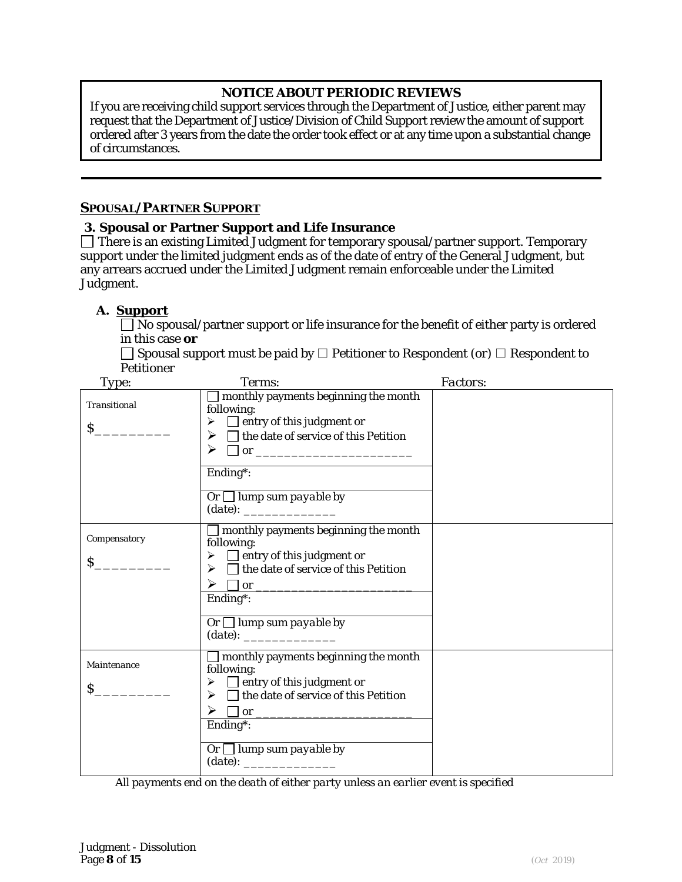> **NOTICE ABOUT PERIODIC REVIEWS**
>
> If you are receiving child support services through the Department of Justice, either parent may request that the Department of Justice/Division of Child Support review the amount of support ordered after 3 years from the date the order took effect or at any time upon a substantial change of circumstances.

---

## SPOUSAL/PARTNER SUPPORT

### 3. Spousal or Partner Support and Life Insurance

☐ There is an existing Limited Judgment for temporary spousal/partner support. Temporary support under the limited judgment ends as of the date of entry of the General Judgment, but any arrears accrued under the Limited Judgment remain enforceable under the Limited Judgment.

#### A. Support

☐ No spousal/partner support or life insurance for the benefit of either party is ordered in this case **or**

☐ Spousal support must be paid by ☐ Petitioner to Respondent (or) ☐ Respondent to Petitioner

| *Type:* | *Terms:* | *Factors:* |
|---|---|---|
| *Transitional* $_________ | ☐ monthly payments beginning the month following: ➢ ☐ entry of this judgment or ➢ ☐ the date of service of this Petition ➢ ☐ or _____________________ | |
| | *Ending\*:* | |
| | *Or* ☐ *lump sum payable by (date):* _____________ | |
| *Compensatory* $_________ | ☐ monthly payments beginning the month following: ➢ ☐ entry of this judgment or ➢ ☐ the date of service of this Petition ➢ ☐ or _____________________ | |
| | *Ending\*:* | |
| | *Or* ☐ *lump sum payable by (date):* _____________ | |
| *Maintenance* $_________ | ☐ monthly payments beginning the month following: ➢ ☐ entry of this judgment or ➢ ☐ the date of service of this Petition ➢ ☐ or _____________________ | |
| | *Ending\*:* | |
| | *Or* ☐ *lump sum payable by (date):* _____________ | |

*All payments end on the death of either party unless an earlier event is specified*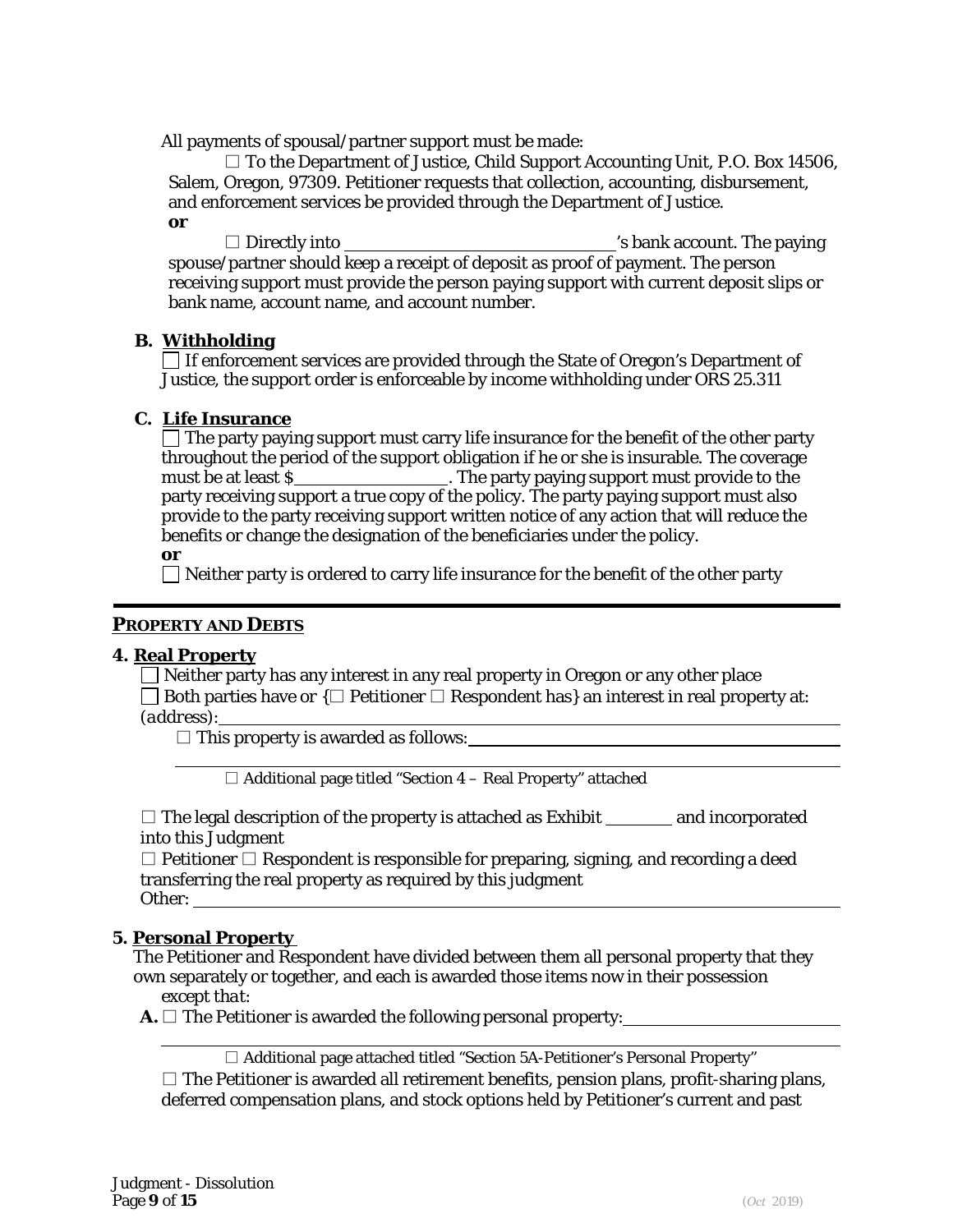All payments of spousal/partner support must be made:

☐ To the Department of Justice, Child Support Accounting Unit, P.O. Box 14506, Salem, Oregon, 97309. Petitioner requests that collection, accounting, disbursement, and enforcement services be provided through the Department of Justice.

**or**

☐ Directly into ______________________________'s bank account. The paying spouse/partner should keep a receipt of deposit as proof of payment. The person receiving support must provide the person paying support with current deposit slips or bank name, account name, and account number.

**B. Withholding**

☐ If enforcement services are provided through the State of Oregon's Department of Justice, the support order is enforceable by income withholding under ORS 25.311

**C. Life Insurance**

☐ The party paying support must carry life insurance for the benefit of the other party throughout the period of the support obligation if he or she is insurable. The coverage must be at least $_________________. The party paying support must provide to the party receiving support a true copy of the policy. The party paying support must also provide to the party receiving support written notice of any action that will reduce the benefits or change the designation of the beneficiaries under the policy.

**or**

☐ Neither party is ordered to carry life insurance for the benefit of the other party

---

## PROPERTY AND DEBTS

**4. Real Property**

☐ Neither party has any interest in any real property in Oregon or any other place

☐ Both parties have or {☐ Petitioner ☐ Respondent has} an interest in real property at: *(address)*: ______________________________________________________________

☐ This property is awarded as follows: ______________________________________

______________________________________________________________

☐ Additional page titled "Section 4 – Real Property" attached

☐ The legal description of the property is attached as Exhibit _______ and incorporated into this Judgment

☐ Petitioner ☐ Respondent is responsible for preparing, signing, and recording a deed transferring the real property as required by this judgment

Other: ______________________________________________________________

**5. Personal Property**

The Petitioner and Respondent have divided between them all personal property that they own separately or together, and each is awarded those items now in their possession *except that:*

**A.** ☐ The Petitioner is awarded the following personal property: ______________________

______________________________________________________________

☐ Additional page attached titled "Section 5A-Petitioner's Personal Property"

☐ The Petitioner is awarded all retirement benefits, pension plans, profit-sharing plans, deferred compensation plans, and stock options held by Petitioner's current and past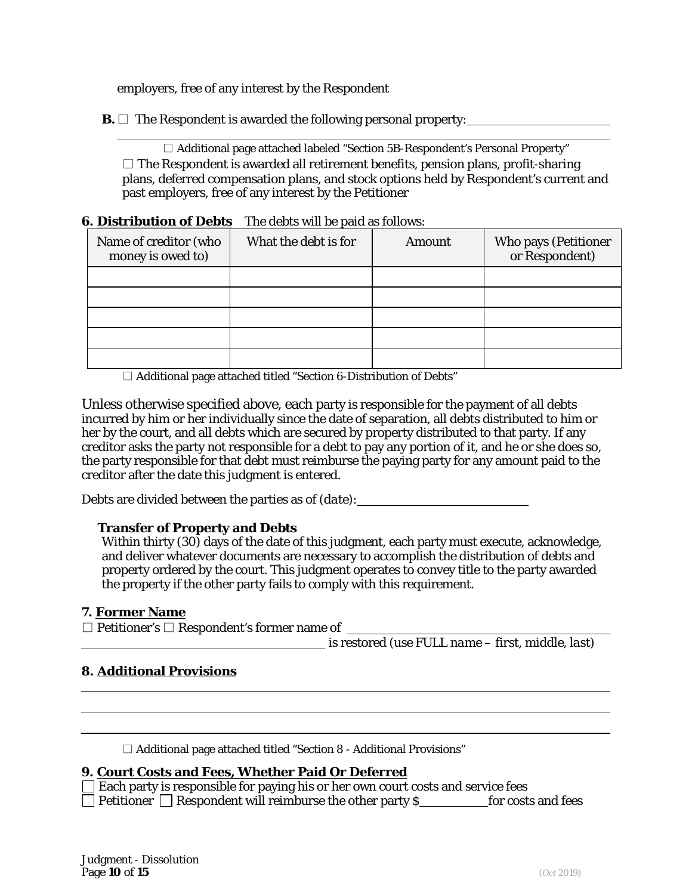employers, free of any interest by the Respondent

**B.** ☐ The Respondent is awarded the following personal property: ______________________

______________________________________________________________________

☐ Additional page attached labeled "Section 5B-Respondent's Personal Property"

☐ The Respondent is awarded all retirement benefits, pension plans, profit-sharing plans, deferred compensation plans, and stock options held by Respondent's current and past employers, free of any interest by the Petitioner

**6. Distribution of Debts** The debts will be paid as follows:

| Name of creditor (who money is owed to) | What the debt is for | Amount | Who pays (Petitioner or Respondent) |
|---|---|---|---|
| | | | |
| | | | |
| | | | |
| | | | |
| | | | |

☐ Additional page attached titled "Section 6-Distribution of Debts"

Unless otherwise specified above, each party is responsible for the payment of all debts incurred by him or her individually since the date of separation, all debts distributed to him or her by the court, and all debts which are secured by property distributed to that party. If any creditor asks the party not responsible for a debt to pay any portion of it, and he or she does so, the party responsible for that debt must reimburse the paying party for any amount paid to the creditor after the date this judgment is entered.

Debts are divided between the parties as of (*date*): ______________________

**Transfer of Property and Debts**

Within thirty (30) days of the date of this judgment, each party must execute, acknowledge, and deliver whatever documents are necessary to accomplish the distribution of debts and property ordered by the court. This judgment operates to convey title to the party awarded the property if the other party fails to comply with this requirement.

**7. Former Name**

☐ Petitioner's ☐ Respondent's former name of ______________________

______________________ is restored (*use FULL name – first, middle, last*)

**8. Additional Provisions**

______________________________________________________________________

______________________________________________________________________

______________________________________________________________________

☐ Additional page attached titled "Section 8 - Additional Provisions"

**9. Court Costs and Fees, Whether Paid Or Deferred**

☐ Each party is responsible for paying his or her own court costs and service fees

☐ Petitioner ☐ Respondent will reimburse the other party $__________ for costs and fees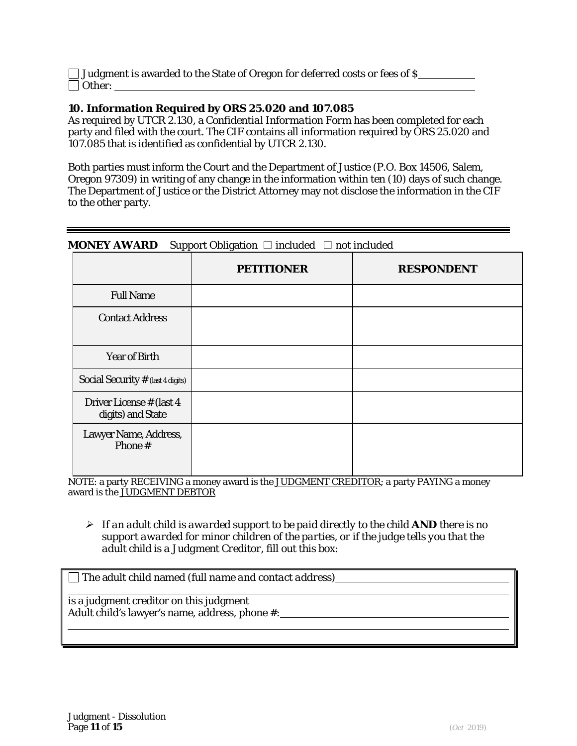☐ Judgment is awarded to the State of Oregon for deferred costs or fees of $__________
☐ Other: ________________________________________________________________

### 10. Information Required by ORS 25.020 and 107.085

As required by UTCR 2.130, a *Confidential Information Form* has been completed for each party and filed with the court. The CIF contains all information required by ORS 25.020 and 107.085 that is identified as confidential by UTCR 2.130.

Both parties must inform the Court and the Department of Justice (P.O. Box 14506, Salem, Oregon 97309) in writing of any change in the information within ten (10) days of such change. The Department of Justice or the District Attorney may not disclose the information in the CIF to the other party.

---

**MONEY AWARD** Support Obligation ☐ included ☐ not included

| | PETITIONER | RESPONDENT |
|---|---|---|
| Full Name | | |
| Contact Address | | |
| Year of Birth | | |
| Social Security # (last 4 digits) | | |
| Driver License # (last 4 digits) and State | | |
| Lawyer Name, Address, Phone # | | |

NOTE: a party RECEIVING a money award is the JUDGMENT CREDITOR; a party PAYING a money award is the JUDGMENT DEBTOR

- *If an adult child is awarded support to be paid directly to the child* **AND** *there is no support awarded for minor children of the parties, or if the judge tells you that the adult child is a Judgment Creditor, fill out this box:*

☐ The adult child named *(full name and contact address)* ________________________________
________________________________________________________________
is a judgment creditor on this judgment
Adult child's lawyer's name, address, phone #: ________________________________
________________________________________________________________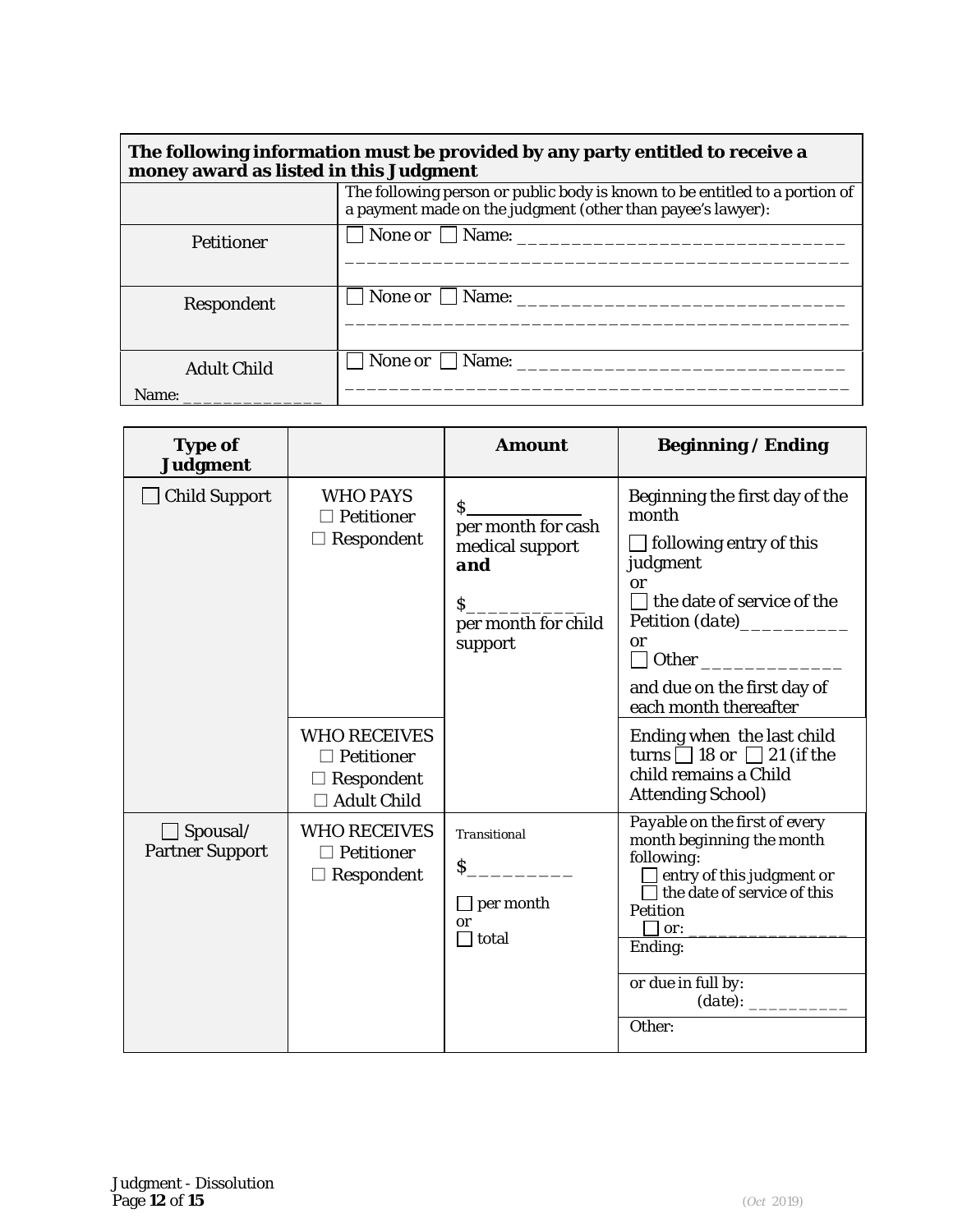| **The following information must be provided by any party entitled to receive a money award as listed in this Judgment** | |
|---|---|
| | The following person or public body is known to be entitled to a portion of a payment made on the judgment (other than payee's lawyer): |
| Petitioner | ☐ None or ☐ Name: ______________________________ ____________________________________________ |
| Respondent | ☐ None or ☐ Name: ______________________________ ____________________________________________ |
| Adult Child<br>Name: _____________ | ☐ None or ☐ Name: ______________________________ ____________________________________________ |

| **Type of Judgment** | | **Amount** | **Beginning / Ending** |
|---|---|---|---|
| ☐ Child Support | WHO PAYS<br>☐ Petitioner<br>☐ Respondent | $____________<br>per month for cash medical support<br>***and***<br>$____________<br>per month for child support | Beginning the first day of the month<br>☐ following entry of this judgment<br>or<br>☐ the date of service of the Petition (*date*)__________<br>or<br>☐ Other _____________<br>and due on the first day of each month thereafter |
| | WHO RECEIVES<br>☐ Petitioner<br>☐ Respondent<br>☐ Adult Child | | Ending when the last child turns ☐ 18 or ☐ 21 (if the child remains a Child Attending School) |
| ☐ Spousal/ Partner Support | WHO RECEIVES<br>☐ Petitioner<br>☐ Respondent | *Transitional*<br>$_________<br>☐ per month<br>or<br>☐ total | Payable on the first of every month beginning the month following:<br>☐ entry of this judgment or<br>☐ the date of service of this Petition<br>☐ or: ________________ |
| | | | Ending: |
| | | | or due in full by:<br>(*date*): __________ |
| | | | Other: |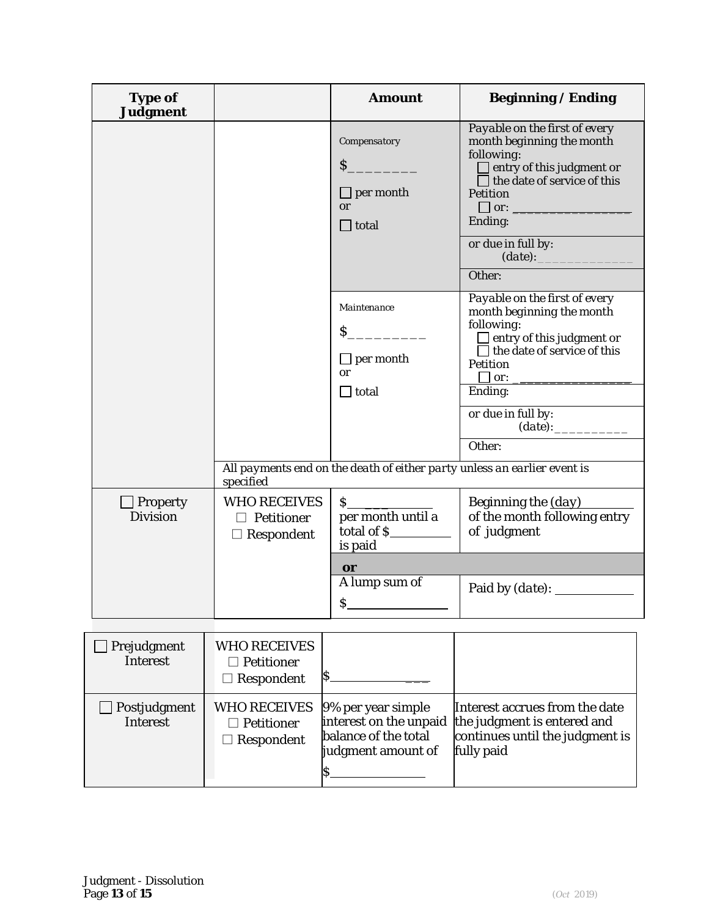| Type of Judgment | | Amount | Beginning / Ending |
|---|---|---|---|
| | | *Compensatory* $\_\_\_\_\_\_\_\_ ☐ per month or ☐ total | *Payable on the first of every month beginning the month following:* ☐ *entry of this judgment or* ☐ *the date of service of this Petition* ☐ *or:* \_\_\_\_\_\_\_\_\_\_\_\_\_\_\_\_ *Ending:* |
| | | | *or due in full by: (date):*\_\_\_\_\_\_\_\_\_\_\_\_\_ |
| | | | *Other:* |
| | | *Maintenance* $\_\_\_\_\_\_\_\_\_ ☐ per month or ☐ total | *Payable on the first of every month beginning the month following:* ☐ *entry of this judgment or* ☐ *the date of service of this Petition* ☐ *or:* \_\_\_\_\_\_\_\_\_\_\_\_\_\_\_\_ |
| | | | *Ending:* |
| | | | *or due in full by: (date):*\_\_\_\_\_\_\_\_\_\_ |
| | | | *Other:* |
| | *All payments end on the death of either party unless an earlier event is specified* | | |
| ☐ Property Division | WHO RECEIVES ☐ Petitioner ☐ Respondent | $\_\_\_\_\_\_\_\_\_\_\_ per month until a total of $\_\_\_\_\_\_\_\_\_ is paid | Beginning the (day)\_\_\_\_\_\_\_\_ of the month following entry of judgment |
| | | **or** | |
| | | A lump sum of $\_\_\_\_\_\_\_\_\_\_\_\_\_\_\_ | Paid by *(date)*: \_\_\_\_\_\_\_\_\_\_\_\_ |

| | | | |
|---|---|---|---|
| ☐ Prejudgment Interest | WHO RECEIVES ☐ Petitioner ☐ Respondent | $\_\_\_\_\_\_\_\_\_\_\_\_\_\_\_ | |
| ☐ Postjudgment Interest | WHO RECEIVES ☐ Petitioner ☐ Respondent | 9% per year simple interest on the unpaid balance of the total judgment amount of $\_\_\_\_\_\_\_\_\_\_\_\_\_\_\_ | Interest accrues from the date the judgment is entered and continues until the judgment is fully paid |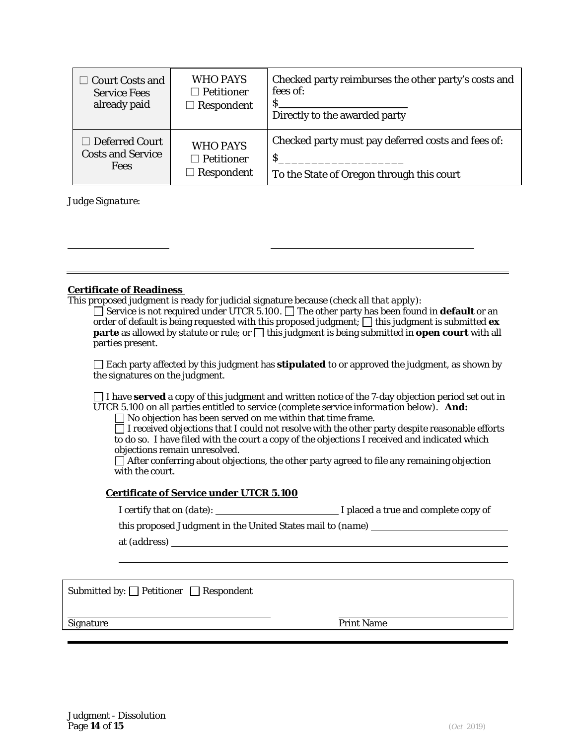| ☐ Court Costs and Service Fees already paid | WHO PAYS<br>☐ Petitioner<br>☐ Respondent | Checked party reimburses the other party's costs and fees of:<br>$________________________<br>Directly to the awarded party |
|---|---|---|
| ☐ Deferred Court Costs and Service Fees | WHO PAYS<br>☐ Petitioner<br>☐ Respondent | Checked party must pay deferred costs and fees of:<br>$__________________<br>To the State of Oregon through this court |

*Judge Signature:*

____________________ ________________________________________

---

**Certificate of Readiness**

This proposed judgment is ready for judicial signature because (*check all that apply*):

☐ Service is not required under UTCR 5.100. ☐ The other party has been found in **default** or an order of default is being requested with this proposed judgment; ☐ this judgment is submitted **ex parte** as allowed by statute or rule; or ☐ this judgment is being submitted in **open court** with all parties present.

☐ Each party affected by this judgment has **stipulated** to or approved the judgment, as shown by the signatures on the judgment.

☐ I have **served** a copy of this judgment and written notice of the 7-day objection period set out in UTCR 5.100 on all parties entitled to service (*complete service information below*). **And:**

☐ No objection has been served on me within that time frame.

☐ I received objections that I could not resolve with the other party despite reasonable efforts to do so. I have filed with the court a copy of the objections I received and indicated which objections remain unresolved.

☐ After conferring about objections, the other party agreed to file any remaining objection with the court.

**Certificate of Service under UTCR 5.100**

I certify that on (*date*): ________________________ I placed a true and complete copy of this proposed Judgment in the United States mail to (*name*) ____________________________

at (*address*) ____________________________________________________________

____________________________________________________________

Submitted by: ☐ Petitioner ☐ Respondent

________________________________________ ________________________________________

Signature Print Name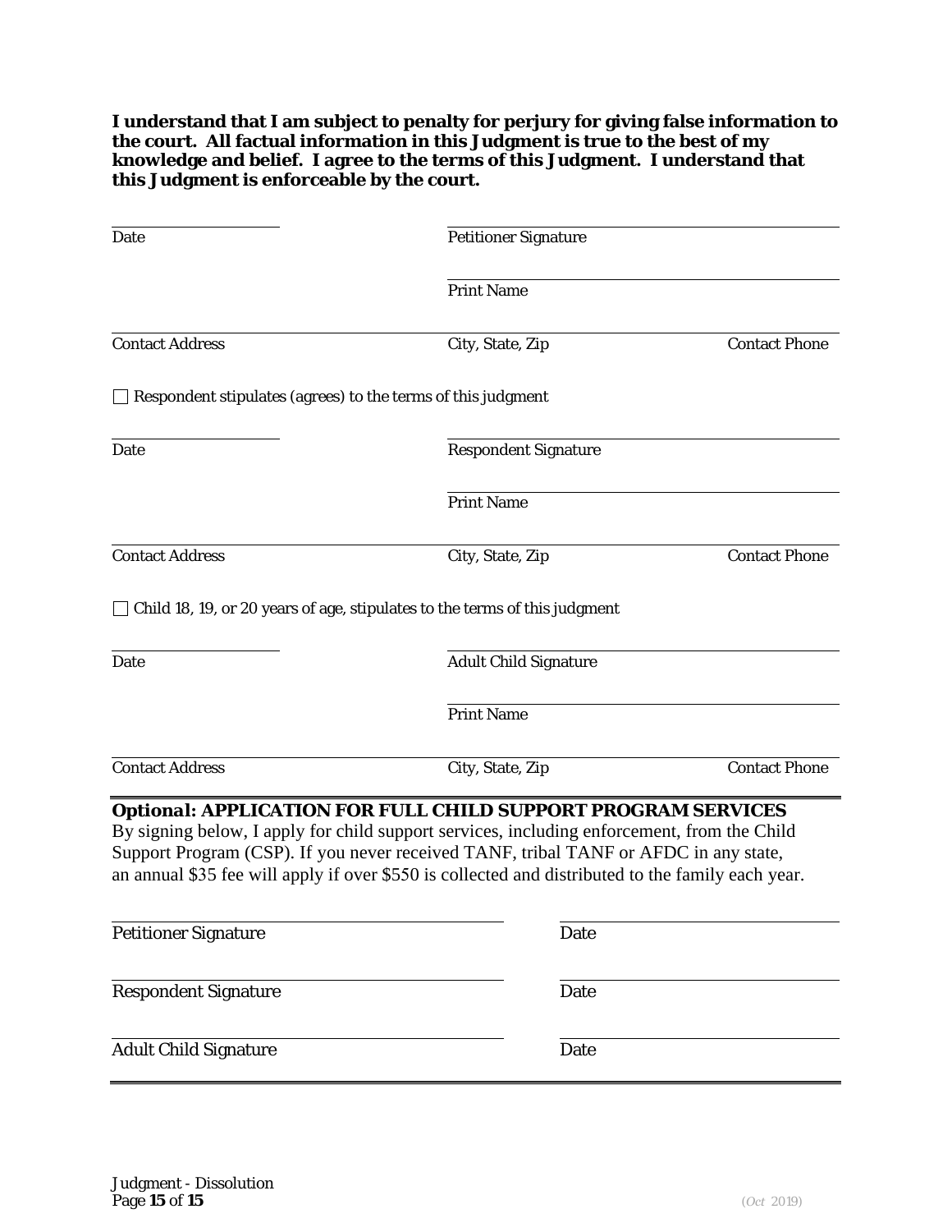**I understand that I am subject to penalty for perjury for giving false information to the court. All factual information in this Judgment is true to the best of my knowledge and belief. I agree to the terms of this Judgment. I understand that this Judgment is enforceable by the court.**

| | | |
|---|---|---|
| Date | Petitioner Signature | |
| | Print Name | |
| Contact Address | City, State, Zip | Contact Phone |

☐ Respondent stipulates (agrees) to the terms of this judgment

| | | |
|---|---|---|
| Date | Respondent Signature | |
| | Print Name | |
| Contact Address | City, State, Zip | Contact Phone |

☐ Child 18, 19, or 20 years of age, stipulates to the terms of this judgment

| | | |
|---|---|---|
| Date | Adult Child Signature | |
| | Print Name | |
| Contact Address | City, State, Zip | Contact Phone |

**Optional: APPLICATION FOR FULL CHILD SUPPORT PROGRAM SERVICES**

By signing below, I apply for child support services, including enforcement, from the Child Support Program (CSP). If you never received TANF, tribal TANF or AFDC in any state, an annual $35 fee will apply if over $550 is collected and distributed to the family each year.

| | |
|---|---|
| Petitioner Signature | Date |
| Respondent Signature | Date |
| Adult Child Signature | Date |